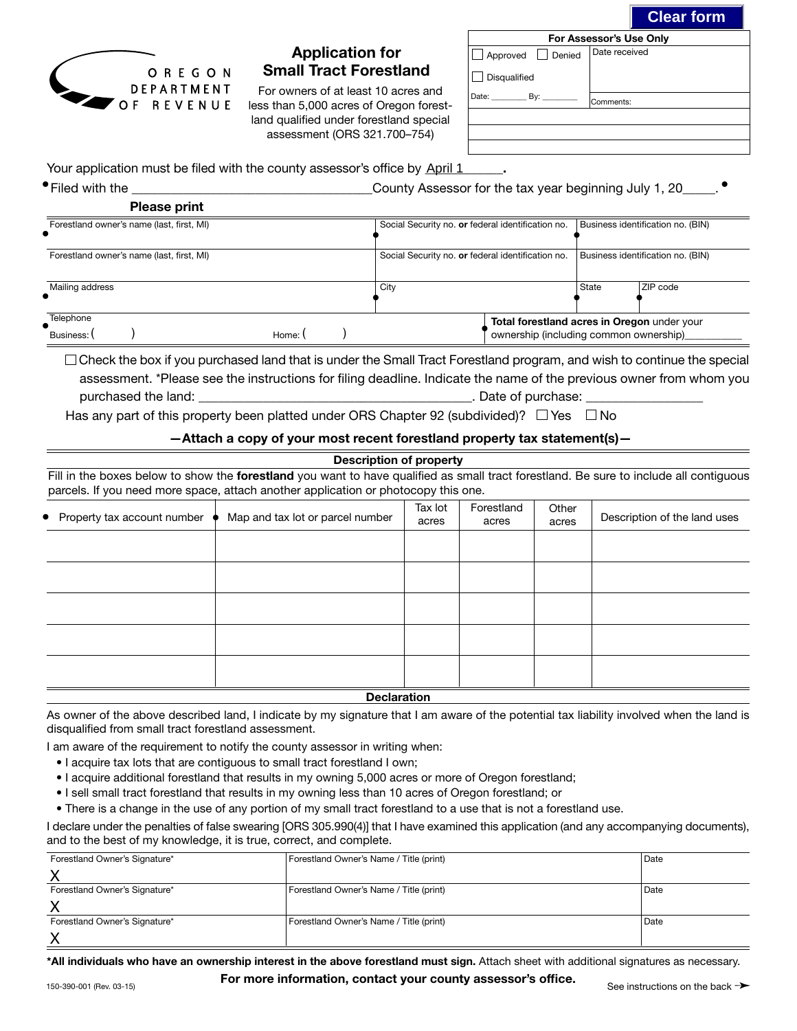Clear form

OREGON DEPARTMENT OF REVENUE

# Application for Small Tract Forestland

For owners of at least 10 acres and less than 5,000 acres of Oregon forestland qualified under forestland special assessment (ORS 321.700–754)

| For Assessor's Use Only | |
|---|---|
| ☐ Approved ☐ Denied | Date received |
| ☐ Disqualified | |
| Date: ________ By: ________ | Comments: |

Your application must be filed with the county assessor's office by April 1______.

Filed with the __________________________________County Assessor for the tax year beginning July 1, 20_____.

**Please print**

| Forestland owner's name (last, first, MI) | Social Security no. **or** federal identification no. | Business identification no. (BIN) | |
|---|---|---|---|
| Forestland owner's name (last, first, MI) | Social Security no. **or** federal identification no. | Business identification no. (BIN) | |
| Mailing address | City | State | ZIP code |
| Telephone Business: ( ) Home: ( ) | **Total forestland acres in Oregon** under your ownership (including common ownership)__________ | | |

☐ Check the box if you purchased land that is under the Small Tract Forestland program, and wish to continue the special assessment. *Please see the instructions for filing deadline. Indicate the name of the previous owner from whom you purchased the land: ________________________________________. Date of purchase: ________________

Has any part of this property been platted under ORS Chapter 92 (subdivided)? ☐ Yes ☐ No

**—Attach a copy of your most recent forestland property tax statement(s)—**

**Description of property**

Fill in the boxes below to show the **forestland** you want to have qualified as small tract forestland. Be sure to include all contiguous parcels. If you need more space, attach another application or photocopy this one.

| Property tax account number | Map and tax lot or parcel number | Tax lot acres | Forestland acres | Other acres | Description of the land uses |
|---|---|---|---|---|---|
| | | | | | |
| | | | | | |
| | | | | | |
| | | | | | |
| | | | | | |

**Declaration**

As owner of the above described land, I indicate by my signature that I am aware of the potential tax liability involved when the land is disqualified from small tract forestland assessment.

I am aware of the requirement to notify the county assessor in writing when:

- I acquire tax lots that are contiguous to small tract forestland I own;
- I acquire additional forestland that results in my owning 5,000 acres or more of Oregon forestland;
- I sell small tract forestland that results in my owning less than 10 acres of Oregon forestland; or
- There is a change in the use of any portion of my small tract forestland to a use that is not a forestland use.

I declare under the penalties of false swearing [ORS 305.990(4)] that I have examined this application (and any accompanying documents), and to the best of my knowledge, it is true, correct, and complete.

| Forestland Owner's Signature* | Forestland Owner's Name / Title (print) | Date |
|---|---|---|
| X | | |
| Forestland Owner's Signature* | Forestland Owner's Name / Title (print) | Date |
| X | | |
| Forestland Owner's Signature* | Forestland Owner's Name / Title (print) | Date |
| X | | |

***All individuals who have an ownership interest in the above forestland must sign.** Attach sheet with additional signatures as necessary.

**For more information, contact your county assessor's office.**

150-390-001 (Rev. 03-15)

See instructions on the back ➝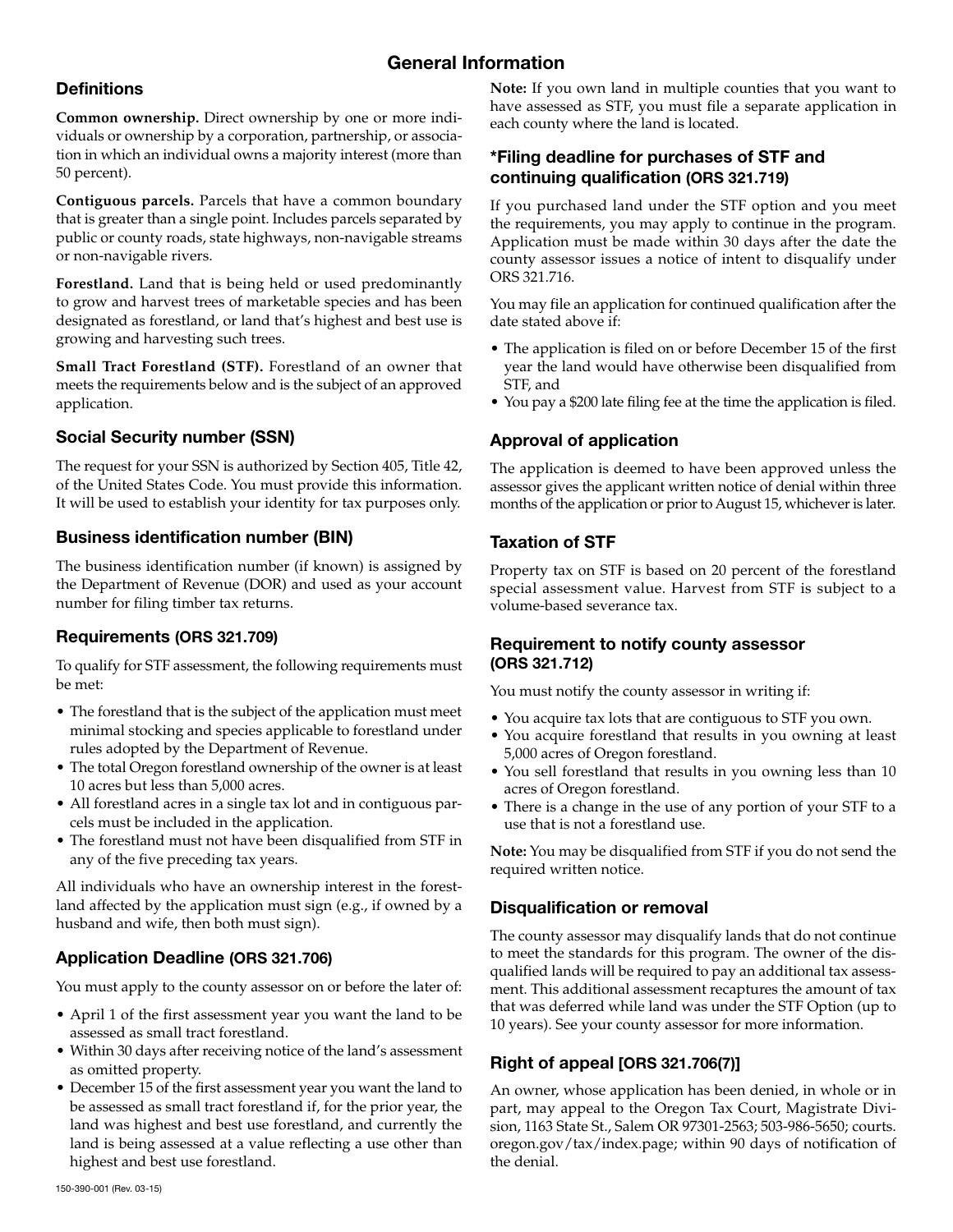# General Information

## Definitions

**Common ownership.** Direct ownership by one or more individuals or ownership by a corporation, partnership, or association in which an individual owns a majority interest (more than 50 percent).

**Contiguous parcels.** Parcels that have a common boundary that is greater than a single point. Includes parcels separated by public or county roads, state highways, non-navigable streams or non-navigable rivers.

**Forestland.** Land that is being held or used predominantly to grow and harvest trees of marketable species and has been designated as forestland, or land that's highest and best use is growing and harvesting such trees.

**Small Tract Forestland (STF).** Forestland of an owner that meets the requirements below and is the subject of an approved application.

## Social Security number (SSN)

The request for your SSN is authorized by Section 405, Title 42, of the United States Code. You must provide this information. It will be used to establish your identity for tax purposes only.

## Business identification number (BIN)

The business identification number (if known) is assigned by the Department of Revenue (DOR) and used as your account number for filing timber tax returns.

## Requirements (ORS 321.709)

To qualify for STF assessment, the following requirements must be met:

- The forestland that is the subject of the application must meet minimal stocking and species applicable to forestland under rules adopted by the Department of Revenue.
- The total Oregon forestland ownership of the owner is at least 10 acres but less than 5,000 acres.
- All forestland acres in a single tax lot and in contiguous parcels must be included in the application.
- The forestland must not have been disqualified from STF in any of the five preceding tax years.

All individuals who have an ownership interest in the forestland affected by the application must sign (e.g., if owned by a husband and wife, then both must sign).

## Application Deadline (ORS 321.706)

You must apply to the county assessor on or before the later of:

- April 1 of the first assessment year you want the land to be assessed as small tract forestland.
- Within 30 days after receiving notice of the land's assessment as omitted property.
- December 15 of the first assessment year you want the land to be assessed as small tract forestland if, for the prior year, the land was highest and best use forestland, and currently the land is being assessed at a value reflecting a use other than highest and best use forestland.

**Note:** If you own land in multiple counties that you want to have assessed as STF, you must file a separate application in each county where the land is located.

## *Filing deadline for purchases of STF and continuing qualification (ORS 321.719)

If you purchased land under the STF option and you meet the requirements, you may apply to continue in the program. Application must be made within 30 days after the date the county assessor issues a notice of intent to disqualify under ORS 321.716.

You may file an application for continued qualification after the date stated above if:

- The application is filed on or before December 15 of the first year the land would have otherwise been disqualified from STF, and
- You pay a $200 late filing fee at the time the application is filed.

## Approval of application

The application is deemed to have been approved unless the assessor gives the applicant written notice of denial within three months of the application or prior to August 15, whichever is later.

## Taxation of STF

Property tax on STF is based on 20 percent of the forestland special assessment value. Harvest from STF is subject to a volume-based severance tax.

## Requirement to notify county assessor (ORS 321.712)

You must notify the county assessor in writing if:

- You acquire tax lots that are contiguous to STF you own.
- You acquire forestland that results in you owning at least 5,000 acres of Oregon forestland.
- You sell forestland that results in you owning less than 10 acres of Oregon forestland.
- There is a change in the use of any portion of your STF to a use that is not a forestland use.

**Note:** You may be disqualified from STF if you do not send the required written notice.

## Disqualification or removal

The county assessor may disqualify lands that do not continue to meet the standards for this program. The owner of the disqualified lands will be required to pay an additional tax assessment. This additional assessment recaptures the amount of tax that was deferred while land was under the STF Option (up to 10 years). See your county assessor for more information.

## Right of appeal [ORS 321.706(7)]

An owner, whose application has been denied, in whole or in part, may appeal to the Oregon Tax Court, Magistrate Division, 1163 State St., Salem OR 97301-2563; 503-986-5650; courts.oregon.gov/tax/index.page; within 90 days of notification of the denial.

150-390-001 (Rev. 03-15)